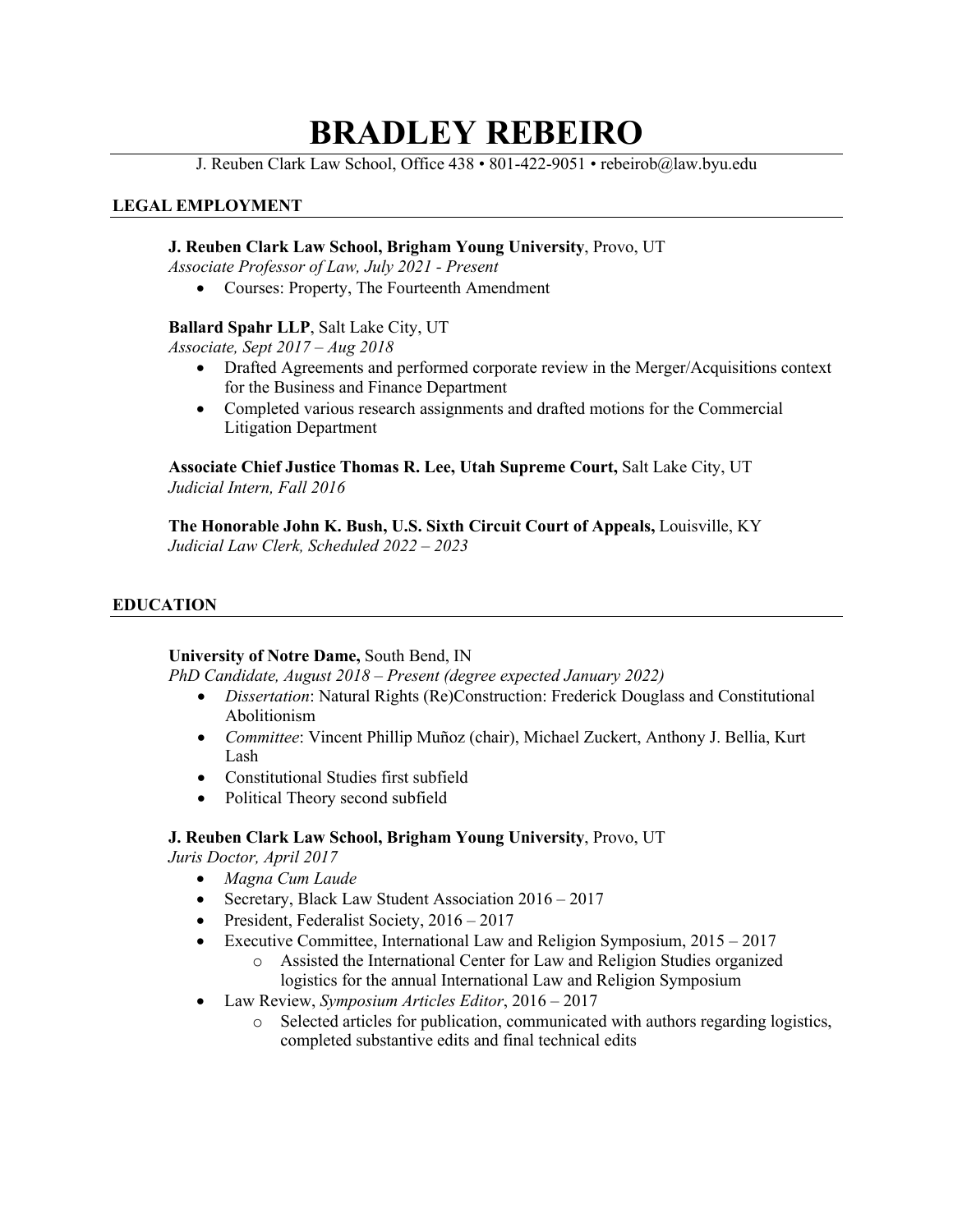# BRADLEY REBEIRO

J. Reuben Clark Law School, Office 438 • 801-422-9051 • rebeirob@law.byu.edu

## LEGAL EMPLOYMENT

**J. Reuben Clark Law School, Brigham Young University**, Provo, UT
*Associate Professor of Law, July 2021 - Present*

- Courses: Property, The Fourteenth Amendment

**Ballard Spahr LLP**, Salt Lake City, UT
*Associate, Sept 2017 – Aug 2018*

- Drafted Agreements and performed corporate review in the Merger/Acquisitions context for the Business and Finance Department
- Completed various research assignments and drafted motions for the Commercial Litigation Department

**Associate Chief Justice Thomas R. Lee, Utah Supreme Court,** Salt Lake City, UT
*Judicial Intern, Fall 2016*

**The Honorable John K. Bush, U.S. Sixth Circuit Court of Appeals,** Louisville, KY
*Judicial Law Clerk, Scheduled 2022 – 2023*

## EDUCATION

**University of Notre Dame,** South Bend, IN
*PhD Candidate, August 2018 – Present (degree expected January 2022)*

- *Dissertation*: Natural Rights (Re)Construction: Frederick Douglass and Constitutional Abolitionism
- *Committee*: Vincent Phillip Muñoz (chair), Michael Zuckert, Anthony J. Bellia, Kurt Lash
- Constitutional Studies first subfield
- Political Theory second subfield

**J. Reuben Clark Law School, Brigham Young University**, Provo, UT
*Juris Doctor, April 2017*

- *Magna Cum Laude*
- Secretary, Black Law Student Association 2016 – 2017
- President, Federalist Society, 2016 – 2017
- Executive Committee, International Law and Religion Symposium, 2015 – 2017
    - Assisted the International Center for Law and Religion Studies organized logistics for the annual International Law and Religion Symposium
- Law Review, *Symposium Articles Editor*, 2016 – 2017
    - Selected articles for publication, communicated with authors regarding logistics, completed substantive edits and final technical edits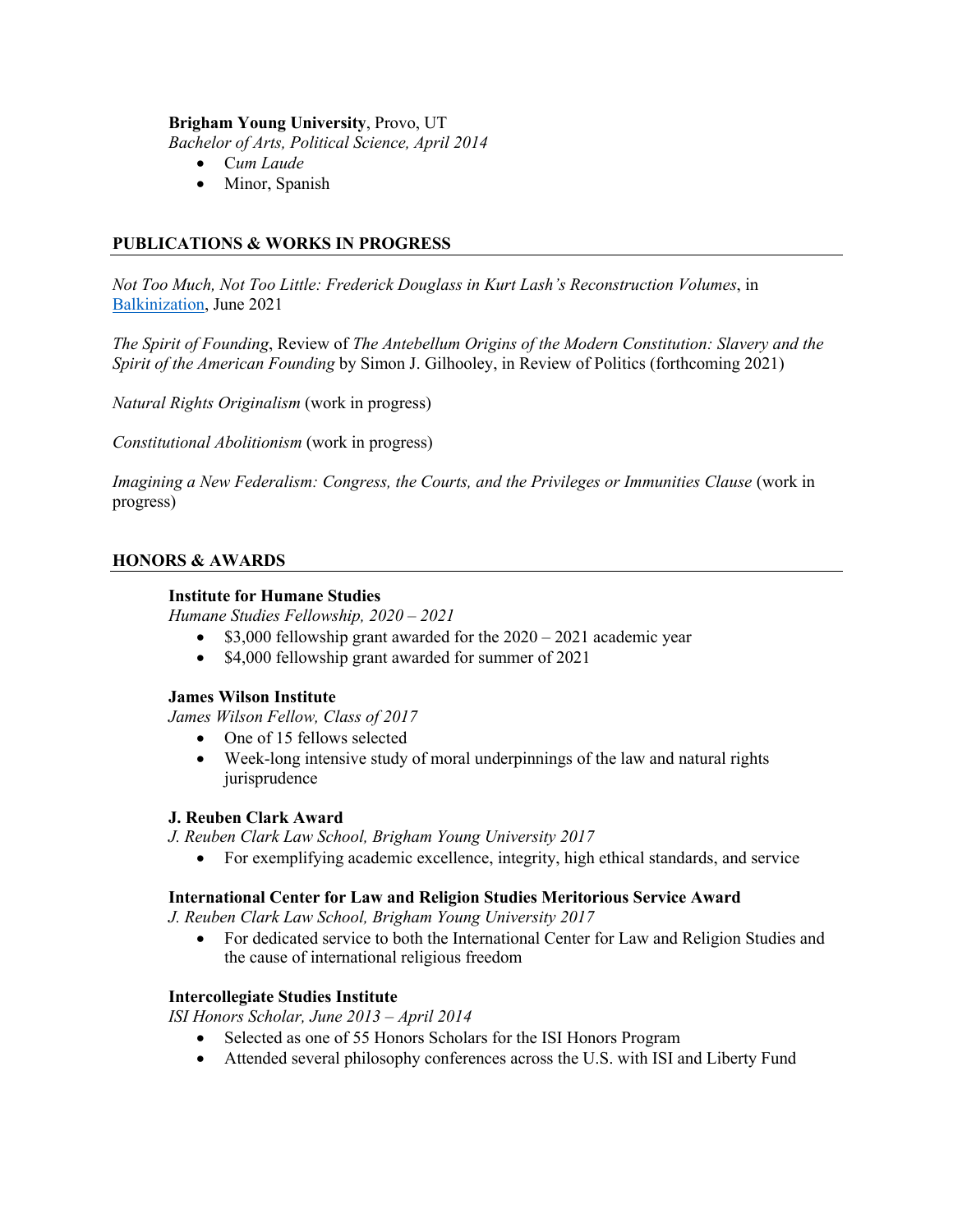**Brigham Young University**, Provo, UT
*Bachelor of Arts, Political Science, April 2014*

- *Cum Laude*
- Minor, Spanish

## PUBLICATIONS & WORKS IN PROGRESS

*Not Too Much, Not Too Little: Frederick Douglass in Kurt Lash's Reconstruction Volumes*, in Balkinization, June 2021

*The Spirit of Founding*, Review of *The Antebellum Origins of the Modern Constitution: Slavery and the Spirit of the American Founding* by Simon J. Gilhooley, in Review of Politics (forthcoming 2021)

*Natural Rights Originalism* (work in progress)

*Constitutional Abolitionism* (work in progress)

*Imagining a New Federalism: Congress, the Courts, and the Privileges or Immunities Clause* (work in progress)

## HONORS & AWARDS

**Institute for Humane Studies**
*Humane Studies Fellowship, 2020 – 2021*

- $3,000 fellowship grant awarded for the 2020 – 2021 academic year
- $4,000 fellowship grant awarded for summer of 2021

**James Wilson Institute**
*James Wilson Fellow, Class of 2017*

- One of 15 fellows selected
- Week-long intensive study of moral underpinnings of the law and natural rights jurisprudence

**J. Reuben Clark Award**
*J. Reuben Clark Law School, Brigham Young University 2017*

- For exemplifying academic excellence, integrity, high ethical standards, and service

**International Center for Law and Religion Studies Meritorious Service Award**
*J. Reuben Clark Law School, Brigham Young University 2017*

- For dedicated service to both the International Center for Law and Religion Studies and the cause of international religious freedom

**Intercollegiate Studies Institute**
*ISI Honors Scholar, June 2013 – April 2014*

- Selected as one of 55 Honors Scholars for the ISI Honors Program
- Attended several philosophy conferences across the U.S. with ISI and Liberty Fund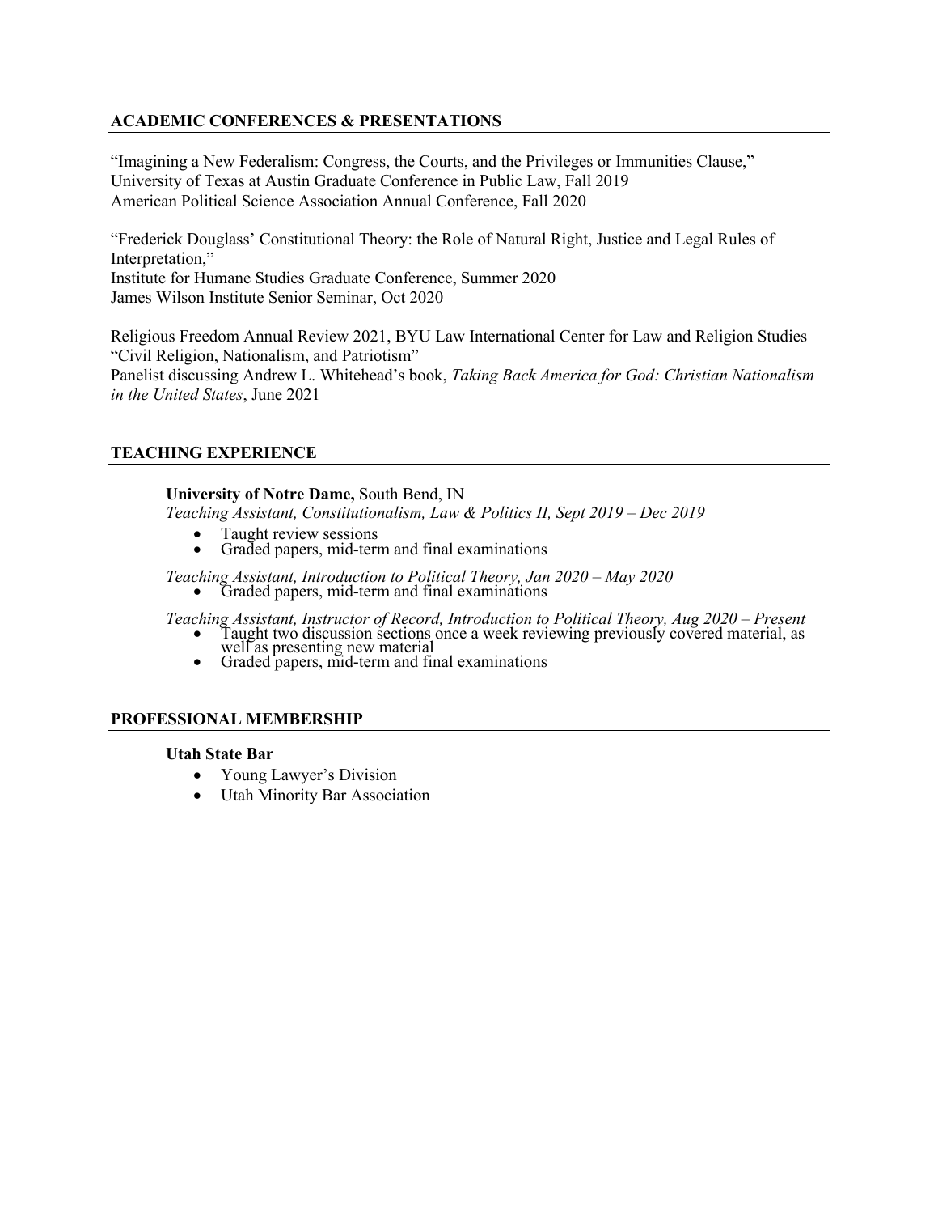## ACADEMIC CONFERENCES & PRESENTATIONS

"Imagining a New Federalism: Congress, the Courts, and the Privileges or Immunities Clause,"
University of Texas at Austin Graduate Conference in Public Law, Fall 2019
American Political Science Association Annual Conference, Fall 2020

"Frederick Douglass' Constitutional Theory: the Role of Natural Right, Justice and Legal Rules of Interpretation,"
Institute for Humane Studies Graduate Conference, Summer 2020
James Wilson Institute Senior Seminar, Oct 2020

Religious Freedom Annual Review 2021, BYU Law International Center for Law and Religion Studies
"Civil Religion, Nationalism, and Patriotism"
Panelist discussing Andrew L. Whitehead's book, *Taking Back America for God: Christian Nationalism in the United States*, June 2021

## TEACHING EXPERIENCE

**University of Notre Dame,** South Bend, IN

*Teaching Assistant, Constitutionalism, Law & Politics II, Sept 2019 – Dec 2019*

- Taught review sessions
- Graded papers, mid-term and final examinations

*Teaching Assistant, Introduction to Political Theory, Jan 2020 – May 2020*

- Graded papers, mid-term and final examinations

*Teaching Assistant, Instructor of Record, Introduction to Political Theory, Aug 2020 – Present*

- Taught two discussion sections once a week reviewing previously covered material, as well as presenting new material
- Graded papers, mid-term and final examinations

## PROFESSIONAL MEMBERSHIP

**Utah State Bar**

- Young Lawyer's Division
- Utah Minority Bar Association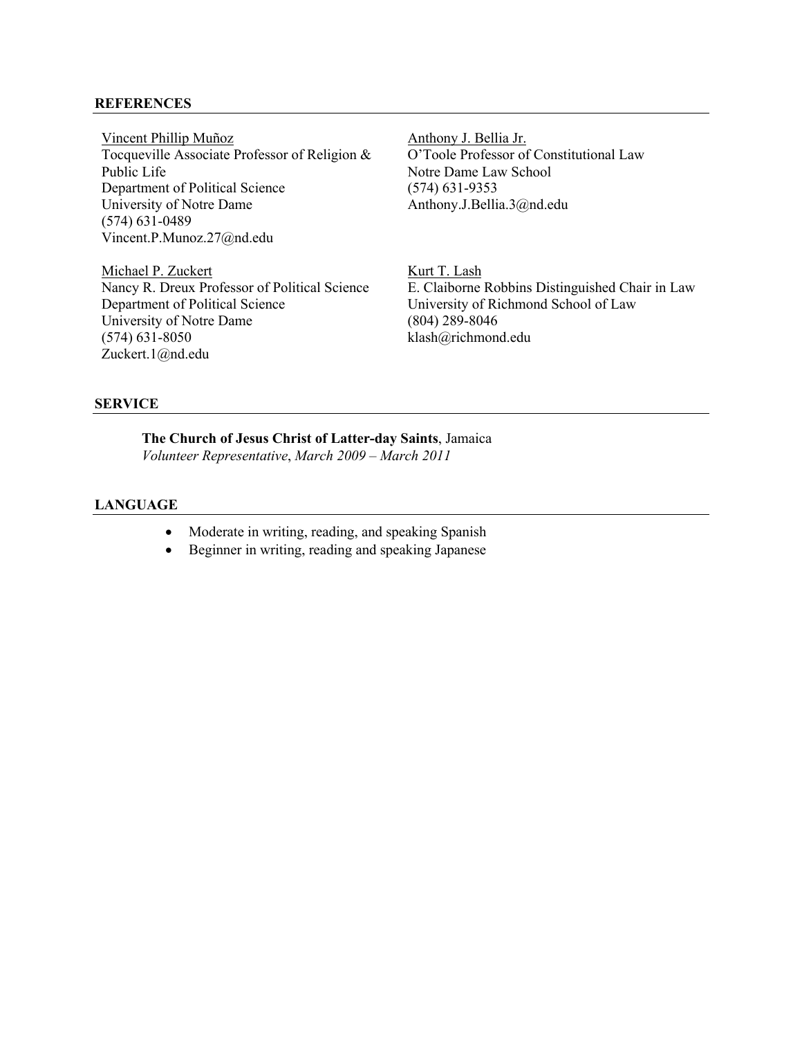## REFERENCES

Vincent Phillip Muñoz
Tocqueville Associate Professor of Religion & Public Life
Department of Political Science
University of Notre Dame
(574) 631-0489
Vincent.P.Munoz.27@nd.edu

Anthony J. Bellia Jr.
O'Toole Professor of Constitutional Law
Notre Dame Law School
(574) 631-9353
Anthony.J.Bellia.3@nd.edu

Michael P. Zuckert
Nancy R. Dreux Professor of Political Science
Department of Political Science
University of Notre Dame
(574) 631-8050
Zuckert.1@nd.edu

Kurt T. Lash
E. Claiborne Robbins Distinguished Chair in Law
University of Richmond School of Law
(804) 289-8046
klash@richmond.edu

## SERVICE

**The Church of Jesus Christ of Latter-day Saints**, Jamaica
*Volunteer Representative*, *March 2009 – March 2011*

## LANGUAGE

- Moderate in writing, reading, and speaking Spanish
- Beginner in writing, reading and speaking Japanese